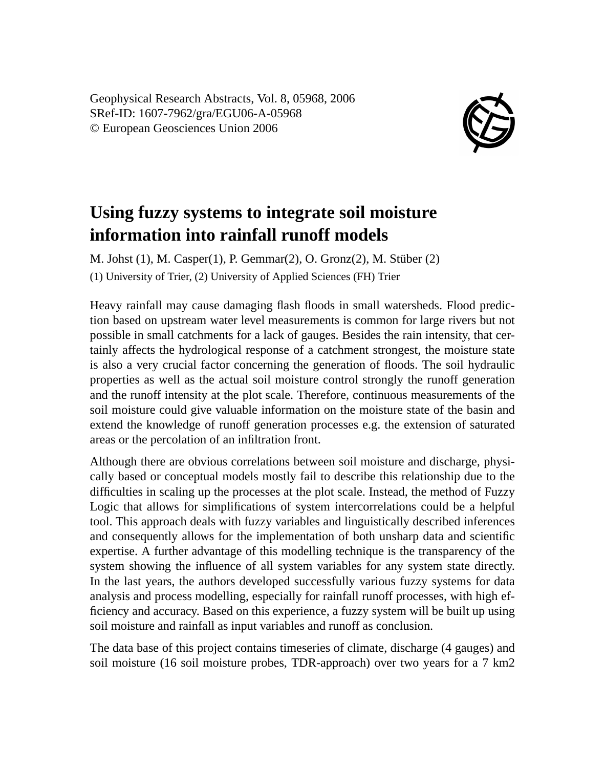Geophysical Research Abstracts, Vol. 8, 05968, 2006
SRef-ID: 1607-7962/gra/EGU06-A-05968
© European Geosciences Union 2006

# Using fuzzy systems to integrate soil moisture information into rainfall runoff models

M. Johst (1), M. Casper(1), P. Gemmar(2), O. Gronz(2), M. Stüber (2)

(1) University of Trier, (2) University of Applied Sciences (FH) Trier

Heavy rainfall may cause damaging flash floods in small watersheds. Flood prediction based on upstream water level measurements is common for large rivers but not possible in small catchments for a lack of gauges. Besides the rain intensity, that certainly affects the hydrological response of a catchment strongest, the moisture state is also a very crucial factor concerning the generation of floods. The soil hydraulic properties as well as the actual soil moisture control strongly the runoff generation and the runoff intensity at the plot scale. Therefore, continuous measurements of the soil moisture could give valuable information on the moisture state of the basin and extend the knowledge of runoff generation processes e.g. the extension of saturated areas or the percolation of an infiltration front.

Although there are obvious correlations between soil moisture and discharge, physically based or conceptual models mostly fail to describe this relationship due to the difficulties in scaling up the processes at the plot scale. Instead, the method of Fuzzy Logic that allows for simplifications of system intercorrelations could be a helpful tool. This approach deals with fuzzy variables and linguistically described inferences and consequently allows for the implementation of both unsharp data and scientific expertise. A further advantage of this modelling technique is the transparency of the system showing the influence of all system variables for any system state directly. In the last years, the authors developed successfully various fuzzy systems for data analysis and process modelling, especially for rainfall runoff processes, with high efficiency and accuracy. Based on this experience, a fuzzy system will be built up using soil moisture and rainfall as input variables and runoff as conclusion.

The data base of this project contains timeseries of climate, discharge (4 gauges) and soil moisture (16 soil moisture probes, TDR-approach) over two years for a 7 km2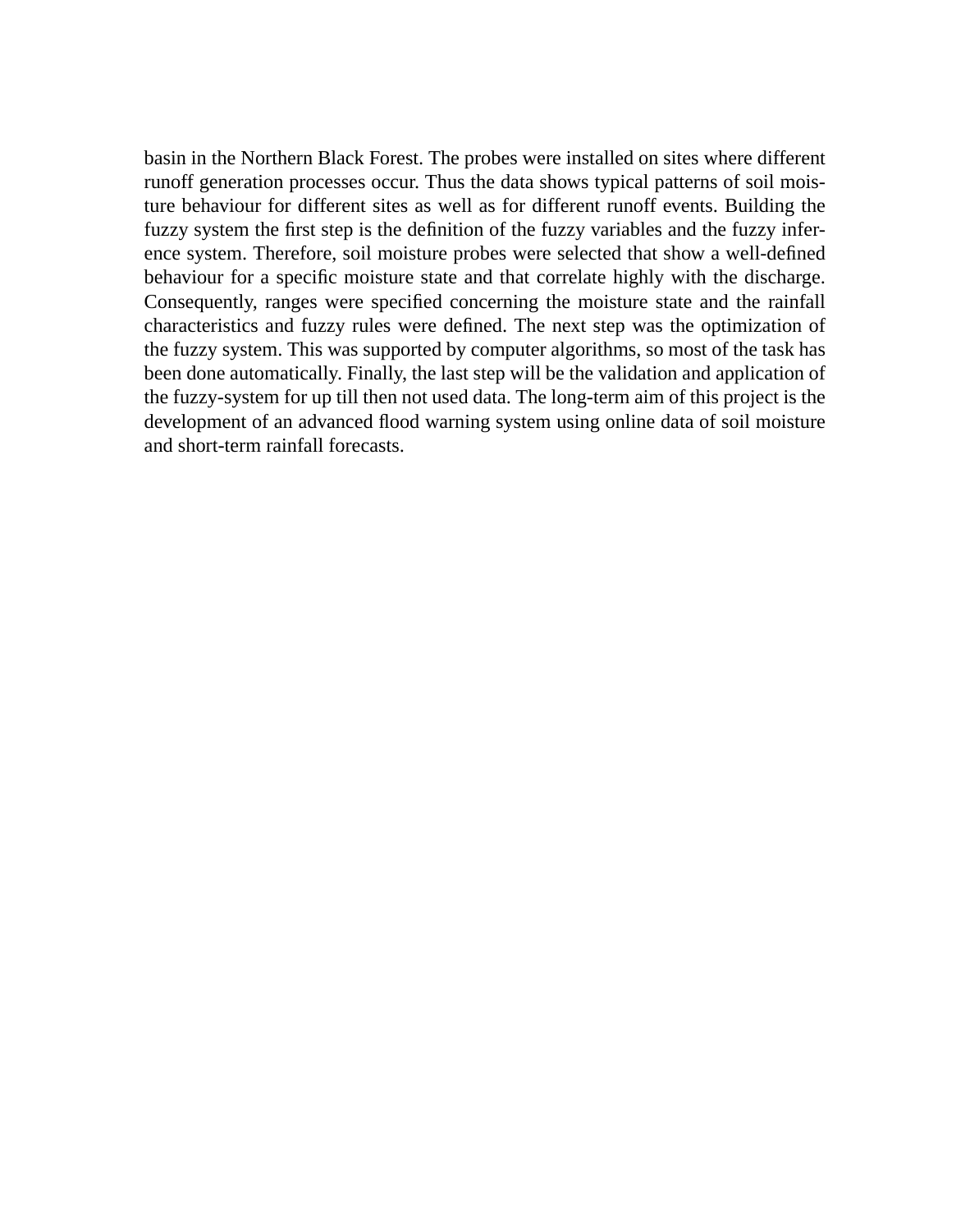basin in the Northern Black Forest. The probes were installed on sites where different runoff generation processes occur. Thus the data shows typical patterns of soil moisture behaviour for different sites as well as for different runoff events. Building the fuzzy system the first step is the definition of the fuzzy variables and the fuzzy inference system. Therefore, soil moisture probes were selected that show a well-defined behaviour for a specific moisture state and that correlate highly with the discharge. Consequently, ranges were specified concerning the moisture state and the rainfall characteristics and fuzzy rules were defined. The next step was the optimization of the fuzzy system. This was supported by computer algorithms, so most of the task has been done automatically. Finally, the last step will be the validation and application of the fuzzy-system for up till then not used data. The long-term aim of this project is the development of an advanced flood warning system using online data of soil moisture and short-term rainfall forecasts.